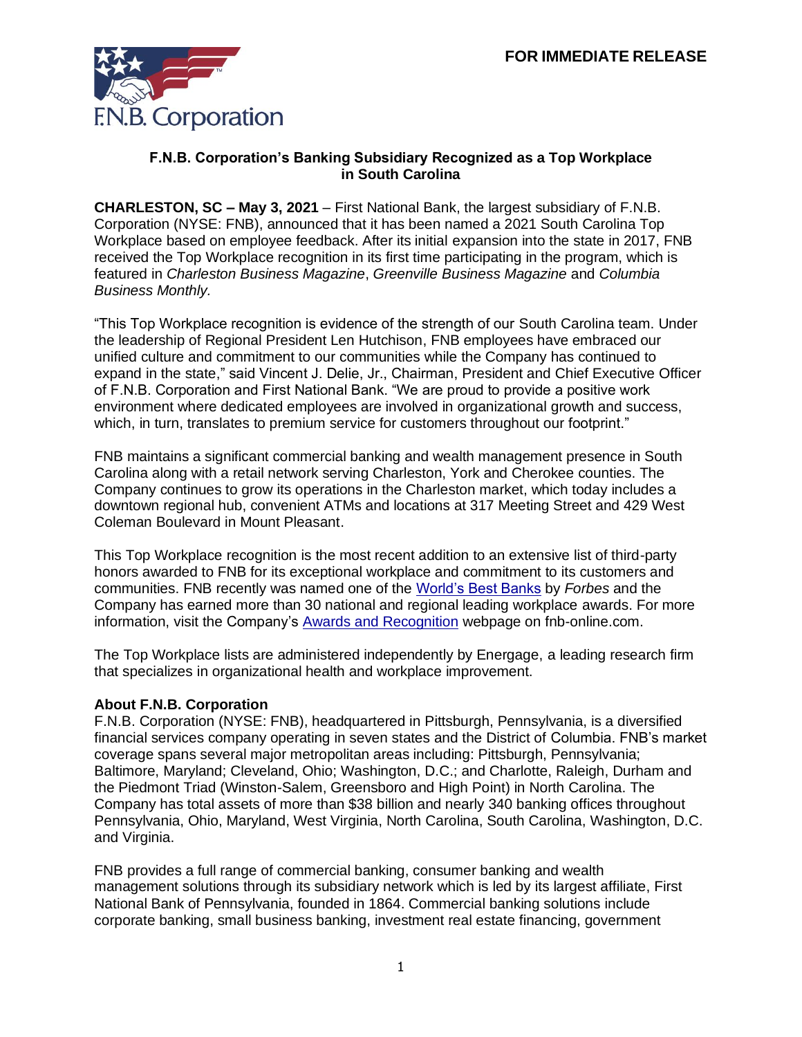F.N.B. Corporation

**FOR IMMEDIATE RELEASE**

**F.N.B. Corporation's Banking Subsidiary Recognized as a Top Workplace in South Carolina**

**CHARLESTON, SC – May 3, 2021** – First National Bank, the largest subsidiary of F.N.B. Corporation (NYSE: FNB), announced that it has been named a 2021 South Carolina Top Workplace based on employee feedback. After its initial expansion into the state in 2017, FNB received the Top Workplace recognition in its first time participating in the program, which is featured in *Charleston Business Magazine*, *Greenville Business Magazine* and *Columbia Business Monthly.*

"This Top Workplace recognition is evidence of the strength of our South Carolina team. Under the leadership of Regional President Len Hutchison, FNB employees have embraced our unified culture and commitment to our communities while the Company has continued to expand in the state," said Vincent J. Delie, Jr., Chairman, President and Chief Executive Officer of F.N.B. Corporation and First National Bank. "We are proud to provide a positive work environment where dedicated employees are involved in organizational growth and success, which, in turn, translates to premium service for customers throughout our footprint."

FNB maintains a significant commercial banking and wealth management presence in South Carolina along with a retail network serving Charleston, York and Cherokee counties. The Company continues to grow its operations in the Charleston market, which today includes a downtown regional hub, convenient ATMs and locations at 317 Meeting Street and 429 West Coleman Boulevard in Mount Pleasant.

This Top Workplace recognition is the most recent addition to an extensive list of third-party honors awarded to FNB for its exceptional workplace and commitment to its customers and communities. FNB recently was named one of the World's Best Banks by *Forbes* and the Company has earned more than 30 national and regional leading workplace awards. For more information, visit the Company's Awards and Recognition webpage on fnb-online.com.

The Top Workplace lists are administered independently by Energage, a leading research firm that specializes in organizational health and workplace improvement.

**About F.N.B. Corporation**

F.N.B. Corporation (NYSE: FNB), headquartered in Pittsburgh, Pennsylvania, is a diversified financial services company operating in seven states and the District of Columbia. FNB's market coverage spans several major metropolitan areas including: Pittsburgh, Pennsylvania; Baltimore, Maryland; Cleveland, Ohio; Washington, D.C.; and Charlotte, Raleigh, Durham and the Piedmont Triad (Winston-Salem, Greensboro and High Point) in North Carolina. The Company has total assets of more than $38 billion and nearly 340 banking offices throughout Pennsylvania, Ohio, Maryland, West Virginia, North Carolina, South Carolina, Washington, D.C. and Virginia.

FNB provides a full range of commercial banking, consumer banking and wealth management solutions through its subsidiary network which is led by its largest affiliate, First National Bank of Pennsylvania, founded in 1864. Commercial banking solutions include corporate banking, small business banking, investment real estate financing, government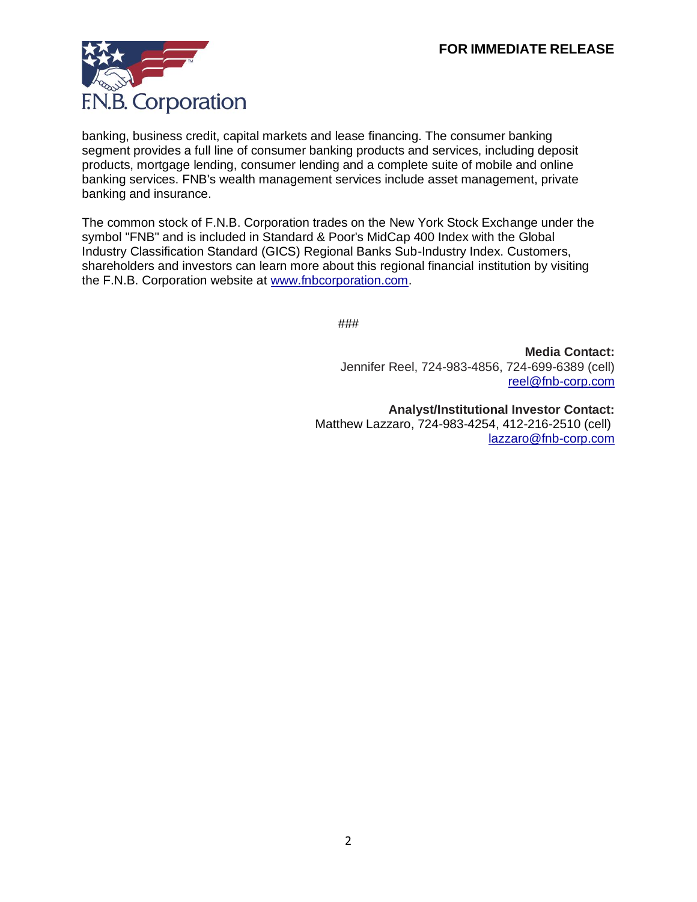banking, business credit, capital markets and lease financing. The consumer banking segment provides a full line of consumer banking products and services, including deposit products, mortgage lending, consumer lending and a complete suite of mobile and online banking services. FNB's wealth management services include asset management, private banking and insurance.

The common stock of F.N.B. Corporation trades on the New York Stock Exchange under the symbol "FNB" and is included in Standard & Poor's MidCap 400 Index with the Global Industry Classification Standard (GICS) Regional Banks Sub-Industry Index. Customers, shareholders and investors can learn more about this regional financial institution by visiting the F.N.B. Corporation website at www.fnbcorporation.com.

###

**Media Contact:**
Jennifer Reel, 724-983-4856, 724-699-6389 (cell)
reel@fnb-corp.com

**Analyst/Institutional Investor Contact:**
Matthew Lazzaro, 724-983-4254, 412-216-2510 (cell)
lazzaro@fnb-corp.com